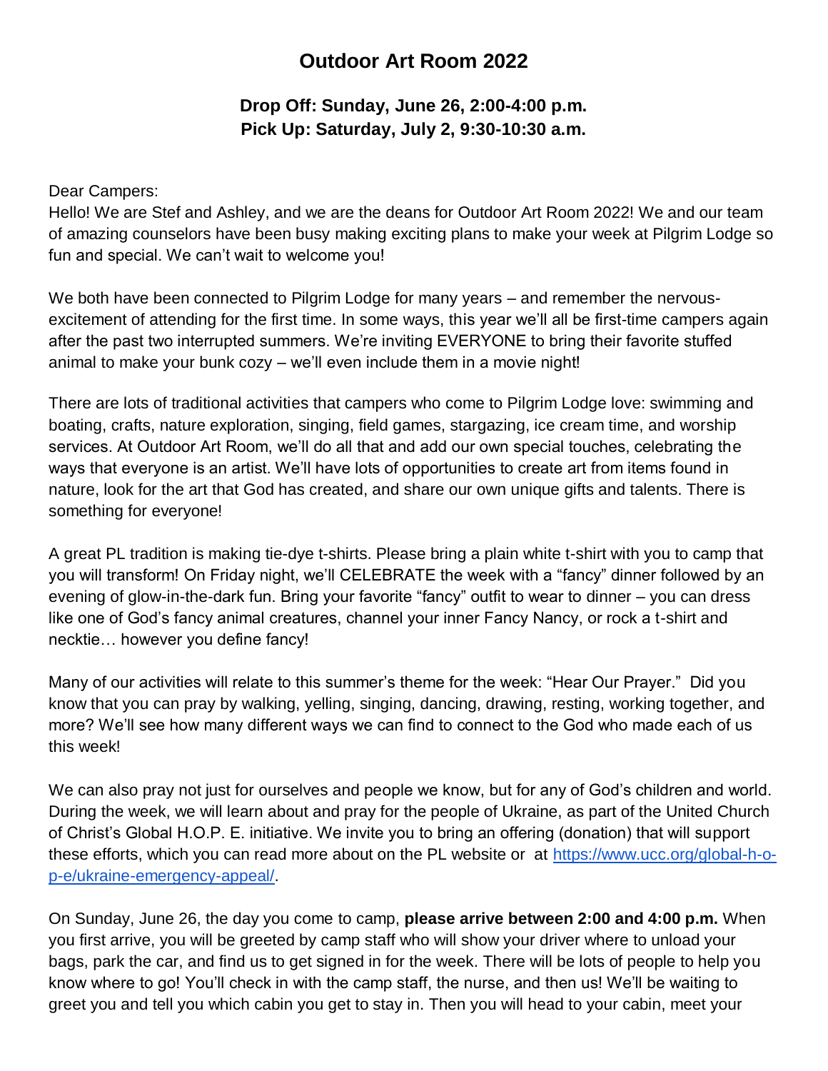# Outdoor Art Room 2022

**Drop Off: Sunday, June 26, 2:00-4:00 p.m.**
**Pick Up: Saturday, July 2, 9:30-10:30 a.m.**

Dear Campers:
Hello! We are Stef and Ashley, and we are the deans for Outdoor Art Room 2022! We and our team of amazing counselors have been busy making exciting plans to make your week at Pilgrim Lodge so fun and special. We can't wait to welcome you!

We both have been connected to Pilgrim Lodge for many years – and remember the nervous-excitement of attending for the first time. In some ways, this year we'll all be first-time campers again after the past two interrupted summers. We're inviting EVERYONE to bring their favorite stuffed animal to make your bunk cozy – we'll even include them in a movie night!

There are lots of traditional activities that campers who come to Pilgrim Lodge love: swimming and boating, crafts, nature exploration, singing, field games, stargazing, ice cream time, and worship services. At Outdoor Art Room, we'll do all that and add our own special touches, celebrating the ways that everyone is an artist. We'll have lots of opportunities to create art from items found in nature, look for the art that God has created, and share our own unique gifts and talents. There is something for everyone!

A great PL tradition is making tie-dye t-shirts. Please bring a plain white t-shirt with you to camp that you will transform! On Friday night, we'll CELEBRATE the week with a "fancy" dinner followed by an evening of glow-in-the-dark fun. Bring your favorite "fancy" outfit to wear to dinner – you can dress like one of God's fancy animal creatures, channel your inner Fancy Nancy, or rock a t-shirt and necktie… however you define fancy!

Many of our activities will relate to this summer's theme for the week: "Hear Our Prayer." Did you know that you can pray by walking, yelling, singing, dancing, drawing, resting, working together, and more? We'll see how many different ways we can find to connect to the God who made each of us this week!

We can also pray not just for ourselves and people we know, but for any of God's children and world. During the week, we will learn about and pray for the people of Ukraine, as part of the United Church of Christ's Global H.O.P. E. initiative. We invite you to bring an offering (donation) that will support these efforts, which you can read more about on the PL website or at [https://www.ucc.org/global-h-o-p-e/ukraine-emergency-appeal/](https://www.ucc.org/global-h-o-p-e/ukraine-emergency-appeal/).

On Sunday, June 26, the day you come to camp, **please arrive between 2:00 and 4:00 p.m.** When you first arrive, you will be greeted by camp staff who will show your driver where to unload your bags, park the car, and find us to get signed in for the week. There will be lots of people to help you know where to go! You'll check in with the camp staff, the nurse, and then us! We'll be waiting to greet you and tell you which cabin you get to stay in. Then you will head to your cabin, meet your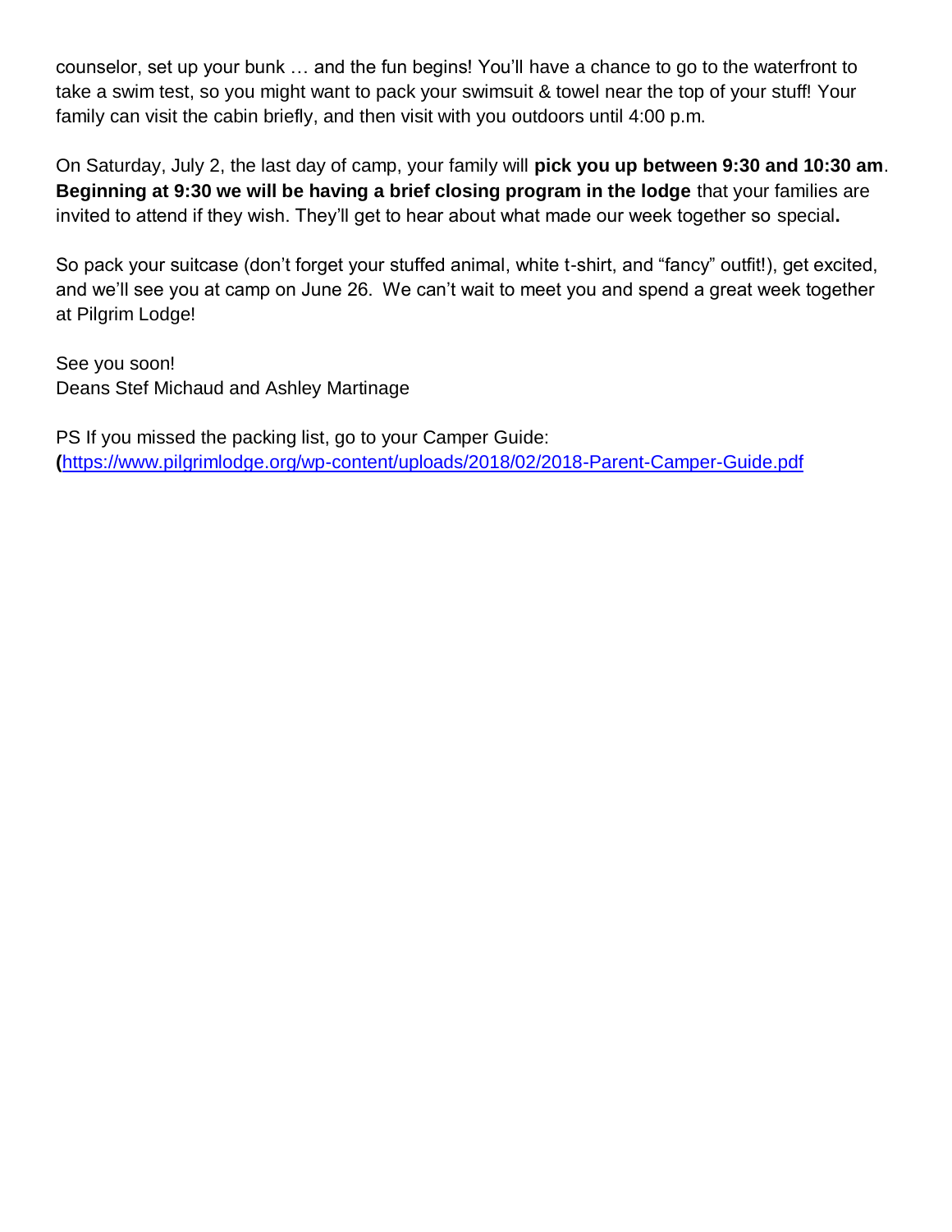counselor, set up your bunk … and the fun begins! You'll have a chance to go to the waterfront to take a swim test, so you might want to pack your swimsuit & towel near the top of your stuff! Your family can visit the cabin briefly, and then visit with you outdoors until 4:00 p.m.

On Saturday, July 2, the last day of camp, your family will **pick you up between 9:30 and 10:30 am**. **Beginning at 9:30 we will be having a brief closing program in the lodge** that your families are invited to attend if they wish. They'll get to hear about what made our week together so special**.**

So pack your suitcase (don't forget your stuffed animal, white t-shirt, and "fancy" outfit!), get excited, and we'll see you at camp on June 26. We can't wait to meet you and spend a great week together at Pilgrim Lodge!

See you soon!
Deans Stef Michaud and Ashley Martinage

PS If you missed the packing list, go to your Camper Guide:
**(**https://www.pilgrimlodge.org/wp-content/uploads/2018/02/2018-Parent-Camper-Guide.pdf